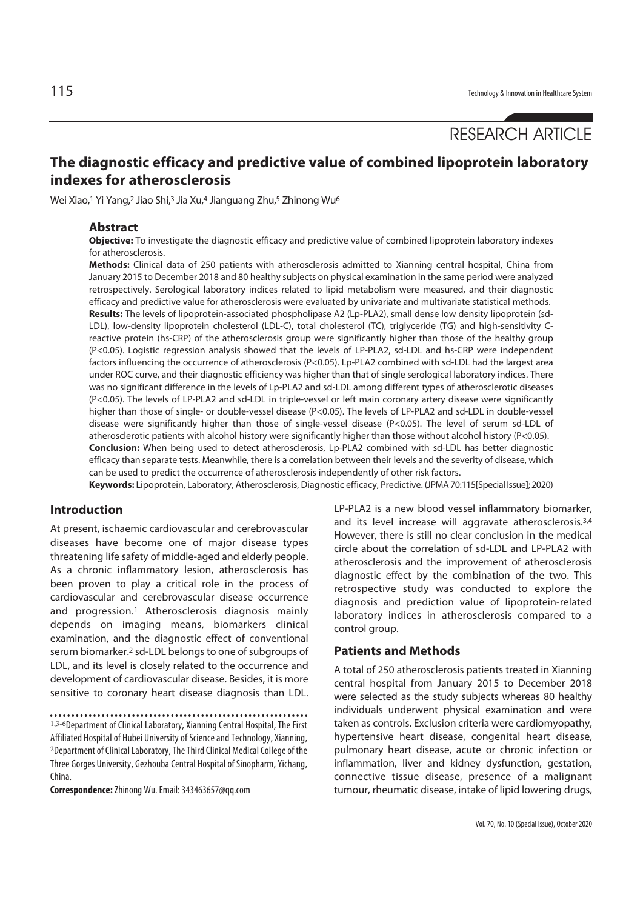RESEARCH ARTICLE

# The diagnostic efficacy and predictive value of combined lipoprotein laboratory indexes for atherosclerosis

Wei Xiao,[1] Yi Yang,[2] Jiao Shi,[3] Jia Xu,[4] Jianguang Zhu,[5] Zhinong Wu[6]

## Abstract

**Objective:** To investigate the diagnostic efficacy and predictive value of combined lipoprotein laboratory indexes for atherosclerosis.

**Methods:** Clinical data of 250 patients with atherosclerosis admitted to Xianning central hospital, China from January 2015 to December 2018 and 80 healthy subjects on physical examination in the same period were analyzed retrospectively. Serological laboratory indices related to lipid metabolism were measured, and their diagnostic efficacy and predictive value for atherosclerosis were evaluated by univariate and multivariate statistical methods.

**Results:** The levels of lipoprotein-associated phospholipase A2 (Lp-PLA2), small dense low density lipoprotein (sd-LDL), low-density lipoprotein cholesterol (LDL-C), total cholesterol (TC), triglyceride (TG) and high-sensitivity C-reactive protein (hs-CRP) of the atherosclerosis group were significantly higher than those of the healthy group ($P<0.05$). Logistic regression analysis showed that the levels of LP-PLA2, sd-LDL and hs-CRP were independent factors influencing the occurrence of atherosclerosis ($P<0.05$). Lp-PLA2 combined with sd-LDL had the largest area under ROC curve, and their diagnostic efficiency was higher than that of single serological laboratory indices. There was no significant difference in the levels of Lp-PLA2 and sd-LDL among different types of atherosclerotic diseases ($P<0.05$). The levels of LP-PLA2 and sd-LDL in triple-vessel or left main coronary artery disease were significantly higher than those of single- or double-vessel disease ($P<0.05$). The levels of LP-PLA2 and sd-LDL in double-vessel disease were significantly higher than those of single-vessel disease ($P<0.05$). The level of serum sd-LDL of atherosclerotic patients with alcohol history were significantly higher than those without alcohol history ($P<0.05$).

**Conclusion:** When being used to detect atherosclerosis, Lp-PLA2 combined with sd-LDL has better diagnostic efficacy than separate tests. Meanwhile, there is a correlation between their levels and the severity of disease, which can be used to predict the occurrence of atherosclerosis independently of other risk factors.

**Keywords:** Lipoprotein, Laboratory, Atherosclerosis, Diagnostic efficacy, Predictive. (JPMA 70:115[Special Issue]; 2020)

## Introduction

At present, ischaemic cardiovascular and cerebrovascular diseases have become one of major disease types threatening life safety of middle-aged and elderly people. As a chronic inflammatory lesion, atherosclerosis has been proven to play a critical role in the process of cardiovascular and cerebrovascular disease occurrence and progression.[1] Atherosclerosis diagnosis mainly depends on imaging means, biomarkers clinical examination, and the diagnostic effect of conventional serum biomarker.[2] sd-LDL belongs to one of subgroups of LDL, and its level is closely related to the occurrence and development of cardiovascular disease. Besides, it is more sensitive to coronary heart disease diagnosis than LDL. LP-PLA2 is a new blood vessel inflammatory biomarker, and its level increase will aggravate atherosclerosis.[3,4] However, there is still no clear conclusion in the medical circle about the correlation of sd-LDL and LP-PLA2 with atherosclerosis and the improvement of atherosclerosis diagnostic effect by the combination of the two. This retrospective study was conducted to explore the diagnosis and prediction value of lipoprotein-related laboratory indices in atherosclerosis compared to a control group.

[1,3-6]Department of Clinical Laboratory, Xianning Central Hospital, The First Affiliated Hospital of Hubei University of Science and Technology, Xianning, [2]Department of Clinical Laboratory, The Third Clinical Medical College of the Three Gorges University, Gezhouba Central Hospital of Sinopharm, Yichang, China.

**Correspondence:** Zhinong Wu. Email: 343463657@qq.com

## Patients and Methods

A total of 250 atherosclerosis patients treated in Xianning central hospital from January 2015 to December 2018 were selected as the study subjects whereas 80 healthy individuals underwent physical examination and were taken as controls. Exclusion criteria were cardiomyopathy, hypertensive heart disease, congenital heart disease, pulmonary heart disease, acute or chronic infection or inflammation, liver and kidney dysfunction, gestation, connective tissue disease, presence of a malignant tumour, rheumatic disease, intake of lipid lowering drugs,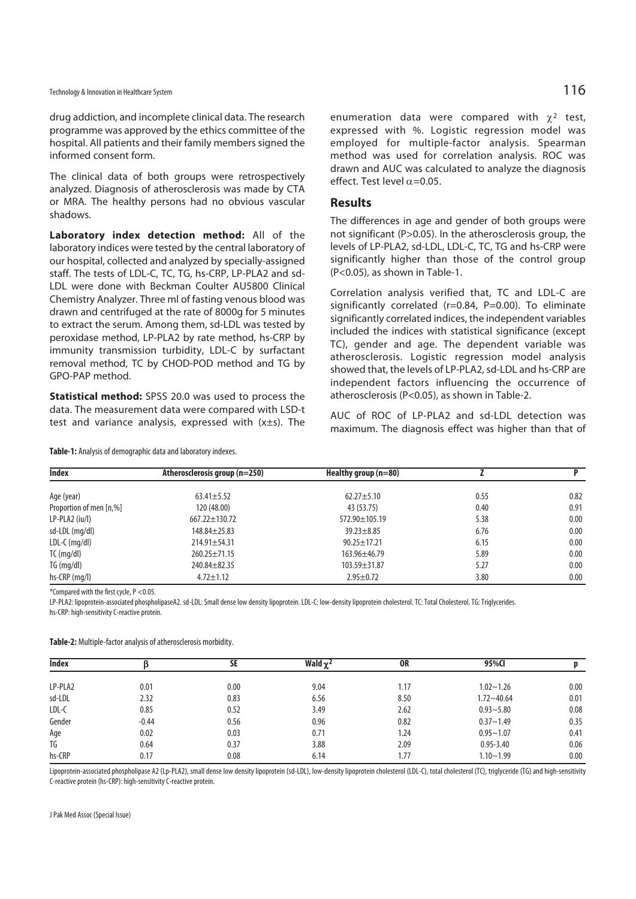drug addiction, and incomplete clinical data. The research programme was approved by the ethics committee of the hospital. All patients and their family members signed the informed consent form.

The clinical data of both groups were retrospectively analyzed. Diagnosis of atherosclerosis was made by CTA or MRA. The healthy persons had no obvious vascular shadows.

**Laboratory index detection method:** All of the laboratory indices were tested by the central laboratory of our hospital, collected and analyzed by specially-assigned staff. The tests of LDL-C, TC, TG, hs-CRP, LP-PLA2 and sd-LDL were done with Beckman Coulter AU5800 Clinical Chemistry Analyzer. Three ml of fasting venous blood was drawn and centrifuged at the rate of 8000g for 5 minutes to extract the serum. Among them, sd-LDL was tested by peroxidase method, LP-PLA2 by rate method, hs-CRP by immunity transmission turbidity, LDL-C by surfactant removal method, TC by CHOD-POD method and TG by GPO-PAP method.

**Statistical method:** SPSS 20.0 was used to process the data. The measurement data were compared with LSD-t test and variance analysis, expressed with ($x \pm s$). The enumeration data were compared with $\chi^2$ test, expressed with %. Logistic regression model was employed for multiple-factor analysis. Spearman method was used for correlation analysis. ROC was drawn and AUC was calculated to analyze the diagnosis effect. Test level $\alpha$=0.05.

## Results

The differences in age and gender of both groups were not significant (P>0.05). In the atherosclerosis group, the levels of LP-PLA2, sd-LDL, LDL-C, TC, TG and hs-CRP were significantly higher than those of the control group (P<0.05), as shown in Table-1.

Correlation analysis verified that, TC and LDL-C are significantly correlated (r=0.84, P=0.00). To eliminate significantly correlated indices, the independent variables included the indices with statistical significance (except TC), gender and age. The dependent variable was atherosclerosis. Logistic regression model analysis showed that, the levels of LP-PLA2, sd-LDL and hs-CRP are independent factors influencing the occurrence of atherosclerosis (P<0.05), as shown in Table-2.

AUC of ROC of LP-PLA2 and sd-LDL detection was maximum. The diagnosis effect was higher than that of

**Table-1:** Analysis of demographic data and laboratory indexes.

| Index | Atherosclerosis group (n=250) | Healthy group (n=80) | Z | P |
|---|---|---|---|---|
| Age (year) | 63.41±5.52 | 62.27±5.10 | 0.55 | 0.82 |
| Proportion of men [n,%] | 120 (48.00) | 43 (53.75) | 0.40 | 0.91 |
| LP-PLA2 (iu/l) | 667.22±130.72 | 572.90±105.19 | 5.38 | 0.00 |
| sd-LDL (mg/dl) | 148.84±25.83 | 39.23±8.85 | 6.76 | 0.00 |
| LDL-C (mg/dl) | 214.91±54.31 | 90.25±17.21 | 6.15 | 0.00 |
| TC (mg/dl) | 260.25±71.15 | 163.96±46.79 | 5.89 | 0.00 |
| TG (mg/dl) | 240.84±82.35 | 103.59±31.87 | 5.27 | 0.00 |
| hs-CRP (mg/l) | 4.72±1.12 | 2.95±0.72 | 3.80 | 0.00 |

*Compared with the first cycle, P <0.05.

LP-PLA2: lipoprotein-associated phospholipaseA2. sd-LDL: Small dense low density lipoprotein. LDL-C: low-density lipoprotein cholesterol. TC: Total Cholesterol. TG: Triglycerides.
hs-CRP: high-sensitivity C-reactive protein.

**Table-2:** Multiple-factor analysis of atherosclerosis morbidity.

| Index | β | SE | Wald $\chi^2$ | OR | 95%CI | p |
|---|---|---|---|---|---|---|
| LP-PLA2 | 0.01 | 0.00 | 9.04 | 1.17 | 1.02~1.26 | 0.00 |
| sd-LDL | 2.32 | 0.83 | 6.56 | 8.50 | 1.72~40.64 | 0.01 |
| LDL-C | 0.85 | 0.52 | 3.49 | 2.62 | 0.93~5.80 | 0.08 |
| Gender | -0.44 | 0.56 | 0.96 | 0.82 | 0.37~1.49 | 0.35 |
| Age | 0.02 | 0.03 | 0.71 | 1.24 | 0.95~1.07 | 0.41 |
| TG | 0.64 | 0.37 | 3.88 | 2.09 | 0.95-3.40 | 0.06 |
| hs-CRP | 0.17 | 0.08 | 6.14 | 1.77 | 1.10~1.99 | 0.00 |

Lipoprotein-associated phospholipase A2 (Lp-PLA2), small dense low density lipoprotein (sd-LDL), low-density lipoprotein cholesterol (LDL-C), total cholesterol (TC), triglyceride (TG) and high-sensitivity C-reactive protein (hs-CRP): high-sensitivity C-reactive protein.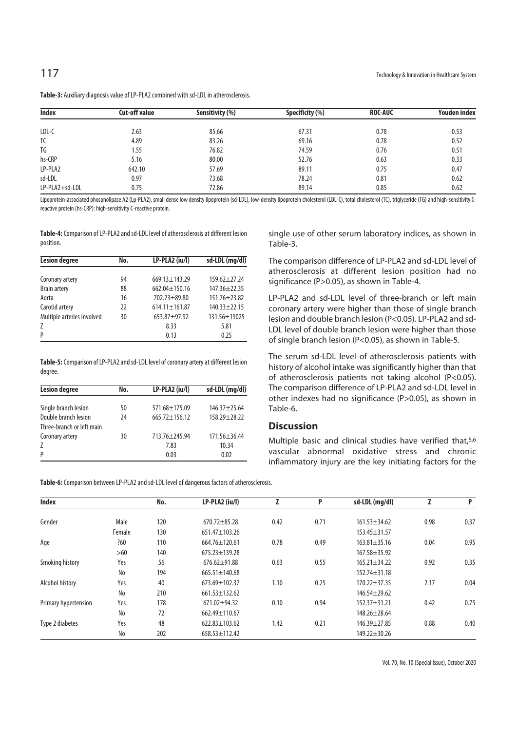**Table-3:** Auxiliary diagnosis value of LP-PLA2 combined with sd-LDL in atherosclerosis.

| Index | Cut-off value | Sensitivity (%) | Specificity (%) | ROC-AUC | Youden index |
|---|---|---|---|---|---|
| LDL-C | 2.63 | 85.66 | 67.31 | 0.78 | 0.53 |
| TC | 4.89 | 83.26 | 69.16 | 0.78 | 0.52 |
| TG | 1.55 | 76.82 | 74.59 | 0.76 | 0.51 |
| hs-CRP | 5.16 | 80.00 | 52.76 | 0.63 | 0.33 |
| LP-PLA2 | 642.10 | 57.69 | 89.11 | 0.75 | 0.47 |
| sd-LDL | 0.97 | 73.68 | 78.24 | 0.81 | 0.62 |
| LP-PLA2+sd-LDL | 0.75 | 72.86 | 89.14 | 0.85 | 0.62 |

Lipoprotein-associated phospholipase A2 (Lp-PLA2), small dense low density lipoprotein (sd-LDL), low-density lipoprotein cholesterol (LDL-C), total cholesterol (TC), triglyceride (TG) and high-sensitivity C-reactive protein (hs-CRP): high-sensitivity C-reactive protein.

**Table-4:** Comparison of LP-PLA2 and sd-LDL level of atherosclerosis at different lesion position.

| Lesion degree | No. | LP-PLA2 (iu/l) | sd-LDL (mg/dl) |
|---|---|---|---|
| Coronary artery | 94 | 669.13±143.29 | 159.62±27.24 |
| Brain artery | 88 | 662.04±150.16 | 147.36±22.35 |
| Aorta | 16 | 702.23±89.80 | 151.76±23.82 |
| Carotid artery | 22 | 614.11±161.87 | 140.33±22.15 |
| Multiple arteries involved | 30 | 653.87±97.92 | 131.56±19025 |
| Z | | 8.33 | 5.81 |
| P | | 0.13 | 0.25 |

**Table-5:** Comparison of LP-PLA2 and sd-LDL level of coronary artery at different lesion degree.

| Lesion degree | No. | LP-PLA2 (iu/l) | sd-LDL (mg/dl) |
|---|---|---|---|
| Single branch lesion | 50 | 571.68±175.09 | 146.37±25.64 |
| Double branch lesion | 24 | 665.72±156.12 | 158.29±28.22 |
| Three-branch or left main Coronary artery | 30 | 713.76±245.94 | 171.56±36.44 |
| Z | | 7.83 | 10.34 |
| P | | 0.03 | 0.02 |

single use of other serum laboratory indices, as shown in Table-3.

The comparison difference of LP-PLA2 and sd-LDL level of atherosclerosis at different lesion position had no significance (P>0.05), as shown in Table-4.

LP-PLA2 and sd-LDL level of three-branch or left main coronary artery were higher than those of single branch lesion and double branch lesion (P<0.05). LP-PLA2 and sd-LDL level of double branch lesion were higher than those of single branch lesion (P<0.05), as shown in Table-5.

The serum sd-LDL level of atherosclerosis patients with history of alcohol intake was significantly higher than that of atherosclerosis patients not taking alcohol (P<0.05). The comparison difference of LP-PLA2 and sd-LDL level in other indexes had no significance (P>0.05), as shown in Table-6.

## Discussion

Multiple basic and clinical studies have verified that,[5,6] vascular abnormal oxidative stress and chronic inflammatory injury are the key initiating factors for the

**Table-6:** Comparison between LP-PLA2 and sd-LDL level of dangerous factors of atherosclerosis.

| Index | | No. | LP-PLA2 (iu/l) | Z | P | sd-LDL (mg/dl) | Z | P |
|---|---|---|---|---|---|---|---|---|
| Gender | Male | 120 | 670.72±85.28 | 0.42 | 0.71 | 161.53±34.62 | 0.98 | 0.37 |
| | Female | 130 | 651.47±103.26 | | | 153.45±31.57 | | |
| Age | ?60 | 110 | 664.76±120.61 | 0.78 | 0.49 | 163.81±35.16 | 0.04 | 0.95 |
| | >60 | 140 | 675.23±139.28 | | | 167.58±35.92 | | |
| Smoking history | Yes | 56 | 676.62±91.88 | 0.63 | 0.55 | 165.21±34.22 | 0.92 | 0.35 |
| | No | 194 | 665.51±140.68 | | | 152.74±31.18 | | |
| Alcohol history | Yes | 40 | 673.69±102.37 | 1.10 | 0.25 | 170.22±37.35 | 2.17 | 0.04 |
| | No | 210 | 661.53±132.62 | | | 146.54±29.62 | | |
| Primary hypertension | Yes | 178 | 671.02±94.32 | 0.10 | 0.94 | 152.37±31.21 | 0.42 | 0.75 |
| | No | 72 | 662.49±110.67 | | | 148.26±28.64 | | |
| Type 2 diabetes | Yes | 48 | 622.83±103.62 | 1.42 | 0.21 | 146.39±27.85 | 0.88 | 0.40 |
| | No | 202 | 658.53±112.42 | | | 149.22±30.26 | | |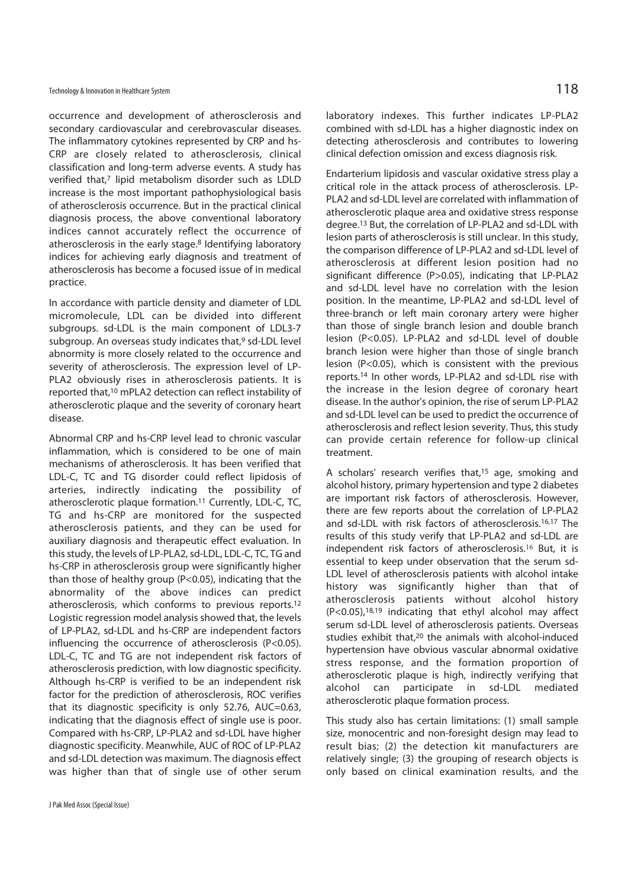occurrence and development of atherosclerosis and secondary cardiovascular and cerebrovascular diseases. The inflammatory cytokines represented by CRP and hs-CRP are closely related to atherosclerosis, clinical classification and long-term adverse events. A study has verified that,[7] lipid metabolism disorder such as LDLD increase is the most important pathophysiological basis of atherosclerosis occurrence. But in the practical clinical diagnosis process, the above conventional laboratory indices cannot accurately reflect the occurrence of atherosclerosis in the early stage.[8] Identifying laboratory indices for achieving early diagnosis and treatment of atherosclerosis has become a focused issue of in medical practice.

In accordance with particle density and diameter of LDL micromolecule, LDL can be divided into different subgroups. sd-LDL is the main component of LDL3-7 subgroup. An overseas study indicates that,[9] sd-LDL level abnormity is more closely related to the occurrence and severity of atherosclerosis. The expression level of LP-PLA2 obviously rises in atherosclerosis patients. It is reported that,[10] mPLA2 detection can reflect instability of atherosclerotic plaque and the severity of coronary heart disease.

Abnormal CRP and hs-CRP level lead to chronic vascular inflammation, which is considered to be one of main mechanisms of atherosclerosis. It has been verified that LDL-C, TC and TG disorder could reflect lipidosis of arteries, indirectly indicating the possibility of atherosclerotic plaque formation.[11] Currently, LDL-C, TC, TG and hs-CRP are monitored for the suspected atherosclerosis patients, and they can be used for auxiliary diagnosis and therapeutic effect evaluation. In this study, the levels of LP-PLA2, sd-LDL, LDL-C, TC, TG and hs-CRP in atherosclerosis group were significantly higher than those of healthy group ($P<0.05$), indicating that the abnormality of the above indices can predict atherosclerosis, which conforms to previous reports.[12] Logistic regression model analysis showed that, the levels of LP-PLA2, sd-LDL and hs-CRP are independent factors influencing the occurrence of atherosclerosis ($P<0.05$). LDL-C, TC and TG are not independent risk factors of atherosclerosis prediction, with low diagnostic specificity. Although hs-CRP is verified to be an independent risk factor for the prediction of atherosclerosis, ROC verifies that its diagnostic specificity is only 52.76, AUC=0.63, indicating that the diagnosis effect of single use is poor. Compared with hs-CRP, LP-PLA2 and sd-LDL have higher diagnostic specificity. Meanwhile, AUC of ROC of LP-PLA2 and sd-LDL detection was maximum. The diagnosis effect was higher than that of single use of other serum laboratory indexes. This further indicates LP-PLA2 combined with sd-LDL has a higher diagnostic index on detecting atherosclerosis and contributes to lowering clinical defection omission and excess diagnosis risk.

Endarterium lipidosis and vascular oxidative stress play a critical role in the attack process of atherosclerosis. LP-PLA2 and sd-LDL level are correlated with inflammation of atherosclerotic plaque area and oxidative stress response degree.[13] But, the correlation of LP-PLA2 and sd-LDL with lesion parts of atherosclerosis is still unclear. In this study, the comparison difference of LP-PLA2 and sd-LDL level of atherosclerosis at different lesion position had no significant difference ($P>0.05$), indicating that LP-PLA2 and sd-LDL level have no correlation with the lesion position. In the meantime, LP-PLA2 and sd-LDL level of three-branch or left main coronary artery were higher than those of single branch lesion and double branch lesion ($P<0.05$). LP-PLA2 and sd-LDL level of double branch lesion were higher than those of single branch lesion ($P<0.05$), which is consistent with the previous reports.[14] In other words, LP-PLA2 and sd-LDL rise with the increase in the lesion degree of coronary heart disease. In the author's opinion, the rise of serum LP-PLA2 and sd-LDL level can be used to predict the occurrence of atherosclerosis and reflect lesion severity. Thus, this study can provide certain reference for follow-up clinical treatment.

A scholars' research verifies that,[15] age, smoking and alcohol history, primary hypertension and type 2 diabetes are important risk factors of atherosclerosis. However, there are few reports about the correlation of LP-PLA2 and sd-LDL with risk factors of atherosclerosis.[16,17] The results of this study verify that LP-PLA2 and sd-LDL are independent risk factors of atherosclerosis.[16] But, it is essential to keep under observation that the serum sd-LDL level of atherosclerosis patients with alcohol intake history was significantly higher than that of atherosclerosis patients without alcohol history ($P<0.05$),[18,19] indicating that ethyl alcohol may affect serum sd-LDL level of atherosclerosis patients. Overseas studies exhibit that,[20] the animals with alcohol-induced hypertension have obvious vascular abnormal oxidative stress response, and the formation proportion of atherosclerotic plaque is high, indirectly verifying that alcohol can participate in sd-LDL mediated atherosclerotic plaque formation process.

This study also has certain limitations: (1) small sample size, monocentric and non-foresight design may lead to result bias; (2) the detection kit manufacturers are relatively single; (3) the grouping of research objects is only based on clinical examination results, and the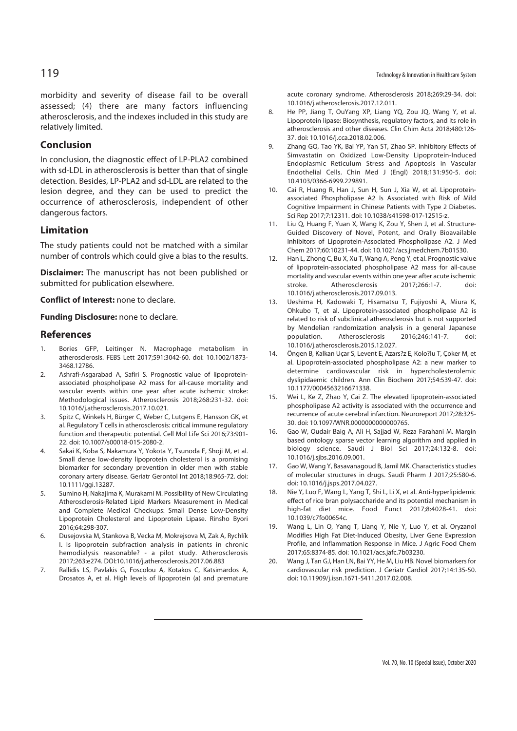morbidity and severity of disease fail to be overall assessed; (4) there are many factors influencing atherosclerosis, and the indexes included in this study are relatively limited.

## Conclusion

In conclusion, the diagnostic effect of LP-PLA2 combined with sd-LDL in atherosclerosis is better than that of single detection. Besides, LP-PLA2 and sd-LDL are related to the lesion degree, and they can be used to predict the occurrence of atherosclerosis, independent of other dangerous factors.

## Limitation

The study patients could not be matched with a similar number of controls which could give a bias to the results.

**Disclaimer:** The manuscript has not been published or submitted for publication elsewhere.

**Conflict of Interest:** none to declare.

**Funding Disclosure:** none to declare.

## References

1. Bories GFP, Leitinger N. Macrophage metabolism in atherosclerosis. FEBS Lett 2017;591:3042-60. doi: 10.1002/1873-3468.12786.
2. Ashrafi-Asgarabad A, Safiri S. Prognostic value of lipoprotein-associated phospholipase A2 mass for all-cause mortality and vascular events within one year after acute ischemic stroke: Methodological issues. Atherosclerosis 2018;268:231-32. doi: 10.1016/j.atherosclerosis.2017.10.021.
3. Spitz C, Winkels H, Bürger C, Weber C, Lutgens E, Hansson GK, et al. Regulatory T cells in atherosclerosis: critical immune regulatory function and therapeutic potential. Cell Mol Life Sci 2016;73:901-22. doi: 10.1007/s00018-015-2080-2.
4. Sakai K, Koba S, Nakamura Y, Yokota Y, Tsunoda F, Shoji M, et al. Small dense low-density lipoprotein cholesterol is a promising biomarker for secondary prevention in older men with stable coronary artery disease. Geriatr Gerontol Int 2018;18:965-72. doi: 10.1111/ggi.13287.
5. Sumino H, Nakajima K, Murakami M. Possibility of New Circulating Atherosclerosis-Related Lipid Markers Measurement in Medical and Complete Medical Checkups: Small Dense Low-Density Lipoprotein Cholesterol and Lipoprotein Lipase. Rinsho Byori 2016;64:298-307.
6. Dusejovska M, Stankova B, Vecka M, Mokrejsova M, Zak A, Rychlík I. Is lipoprotein subfraction analysis in patients in chronic hemodialysis reasonable? - a pilot study. Atherosclerosis 2017;263:e274. DOI:10.1016/j.atherosclerosis.2017.06.883
7. Rallidis LS, Pavlakis G, Foscolou A, Kotakos C, Katsimardos A, Drosatos A, et al. High levels of lipoprotein (a) and premature acute coronary syndrome. Atherosclerosis 2018;269:29-34. doi: 10.1016/j.atherosclerosis.2017.12.011.
8. He PP, Jiang T, OuYang XP, Liang YQ, Zou JQ, Wang Y, et al. Lipoprotein lipase: Biosynthesis, regulatory factors, and its role in atherosclerosis and other diseases. Clin Chim Acta 2018;480:126-37. doi: 10.1016/j.cca.2018.02.006.
9. Zhang GQ, Tao YK, Bai YP, Yan ST, Zhao SP. Inhibitory Effects of Simvastatin on Oxidized Low-Density Lipoprotein-Induced Endoplasmic Reticulum Stress and Apoptosis in Vascular Endothelial Cells. Chin Med J (Engl) 2018;131:950-5. doi: 10.4103/0366-6999.229891.
10. Cai R, Huang R, Han J, Sun H, Sun J, Xia W, et al. Lipoprotein-associated Phospholipase A2 Is Associated with Risk of Mild Cognitive Impairment in Chinese Patients with Type 2 Diabetes. Sci Rep 2017;7:12311. doi: 10.1038/s41598-017-12515-z.
11. Liu Q, Huang F, Yuan X, Wang K, Zou Y, Shen J, et al. Structure-Guided Discovery of Novel, Potent, and Orally Bioavailable Inhibitors of Lipoprotein-Associated Phospholipase A2. J Med Chem 2017;60:10231-44. doi: 10.1021/acs.jmedchem.7b01530.
12. Han L, Zhong C, Bu X, Xu T, Wang A, Peng Y, et al. Prognostic value of lipoprotein-associated phospholipase A2 mass for all-cause mortality and vascular events within one year after acute ischemic stroke. Atherosclerosis 2017;266:1-7. doi: 10.1016/j.atherosclerosis.2017.09.013.
13. Ueshima H, Kadowaki T, Hisamatsu T, Fujiyoshi A, Miura K, Ohkubo T, et al. Lipoprotein-associated phospholipase A2 is related to risk of subclinical atherosclerosis but is not supported by Mendelian randomization analysis in a general Japanese population. Atherosclerosis 2016;246:141-7. doi: 10.1016/j.atherosclerosis.2015.12.027.
14. Öngen B, Kalkan Uçar S, Levent E, Azars?z E, Kolo?lu T, Çoker M, et al. Lipoprotein-associated phospholipase A2: a new marker to determine cardiovascular risk in hypercholesterolemic dyslipidaemic children. Ann Clin Biochem 2017;54:539-47. doi: 10.1177/0004563216671338.
15. Wei L, Ke Z, Zhao Y, Cai Z. The elevated lipoprotein-associated phospholipase A2 activity is associated with the occurrence and recurrence of acute cerebral infarction. Neuroreport 2017;28:325-30. doi: 10.1097/WNR.0000000000000765.
16. Gao W, Qudair Baig A, Ali H, Sajjad W, Reza Farahani M. Margin based ontology sparse vector learning algorithm and applied in biology science. Saudi J Biol Sci 2017;24:132-8. doi: 10.1016/j.sjbs.2016.09.001.
17. Gao W, Wang Y, Basavanagoud B, Jamil MK. Characteristics studies of molecular structures in drugs. Saudi Pharm J 2017;25:580-6. doi: 10.1016/j.jsps.2017.04.027.
18. Nie Y, Luo F, Wang L, Yang T, Shi L, Li X, et al. Anti-hyperlipidemic effect of rice bran polysaccharide and its potential mechanism in high-fat diet mice. Food Funct 2017;8:4028-41. doi: 10.1039/c7fo00654c.
19. Wang L, Lin Q, Yang T, Liang Y, Nie Y, Luo Y, et al. Oryzanol Modifies High Fat Diet-Induced Obesity, Liver Gene Expression Profile, and Inflammation Response in Mice. J Agric Food Chem 2017;65:8374-85. doi: 10.1021/acs.jafc.7b03230.
20. Wang J, Tan GJ, Han LN, Bai YY, He M, Liu HB. Novel biomarkers for cardiovascular risk prediction. J Geriatr Cardiol 2017;14:135-50. doi: 10.11909/j.issn.1671-5411.2017.02.008.